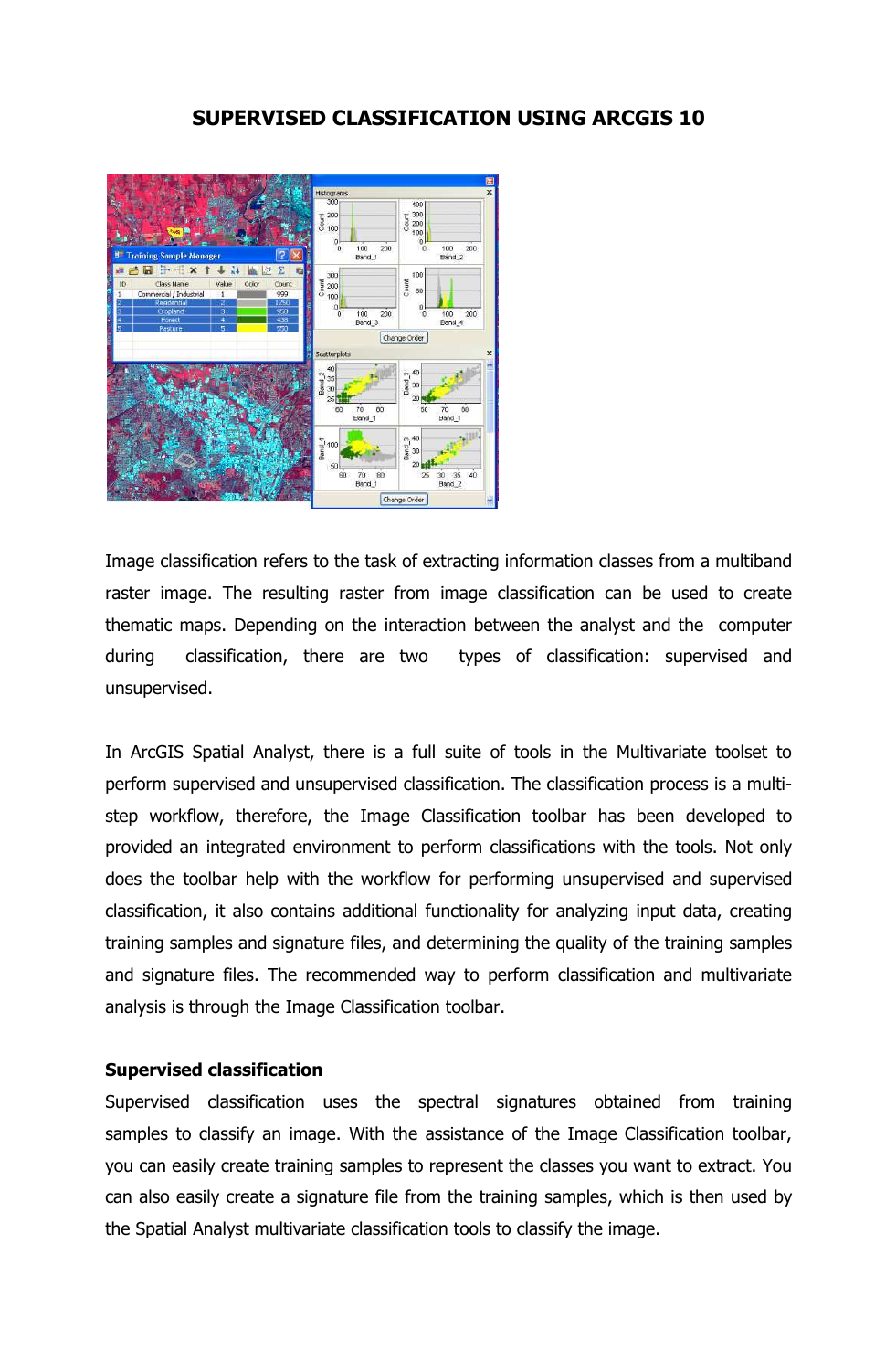# SUPERVISED CLASSIFICATION USING ARCGIS 10

Image classification refers to the task of extracting information classes from a multiband raster image. The resulting raster from image classification can be used to create thematic maps. Depending on the interaction between the analyst and the computer during classification, there are two types of classification: supervised and unsupervised.

In ArcGIS Spatial Analyst, there is a full suite of tools in the Multivariate toolset to perform supervised and unsupervised classification. The classification process is a multi-step workflow, therefore, the Image Classification toolbar has been developed to provided an integrated environment to perform classifications with the tools. Not only does the toolbar help with the workflow for performing unsupervised and supervised classification, it also contains additional functionality for analyzing input data, creating training samples and signature files, and determining the quality of the training samples and signature files. The recommended way to perform classification and multivariate analysis is through the Image Classification toolbar.

### Supervised classification

Supervised classification uses the spectral signatures obtained from training samples to classify an image. With the assistance of the Image Classification toolbar, you can easily create training samples to represent the classes you want to extract. You can also easily create a signature file from the training samples, which is then used by the Spatial Analyst multivariate classification tools to classify the image.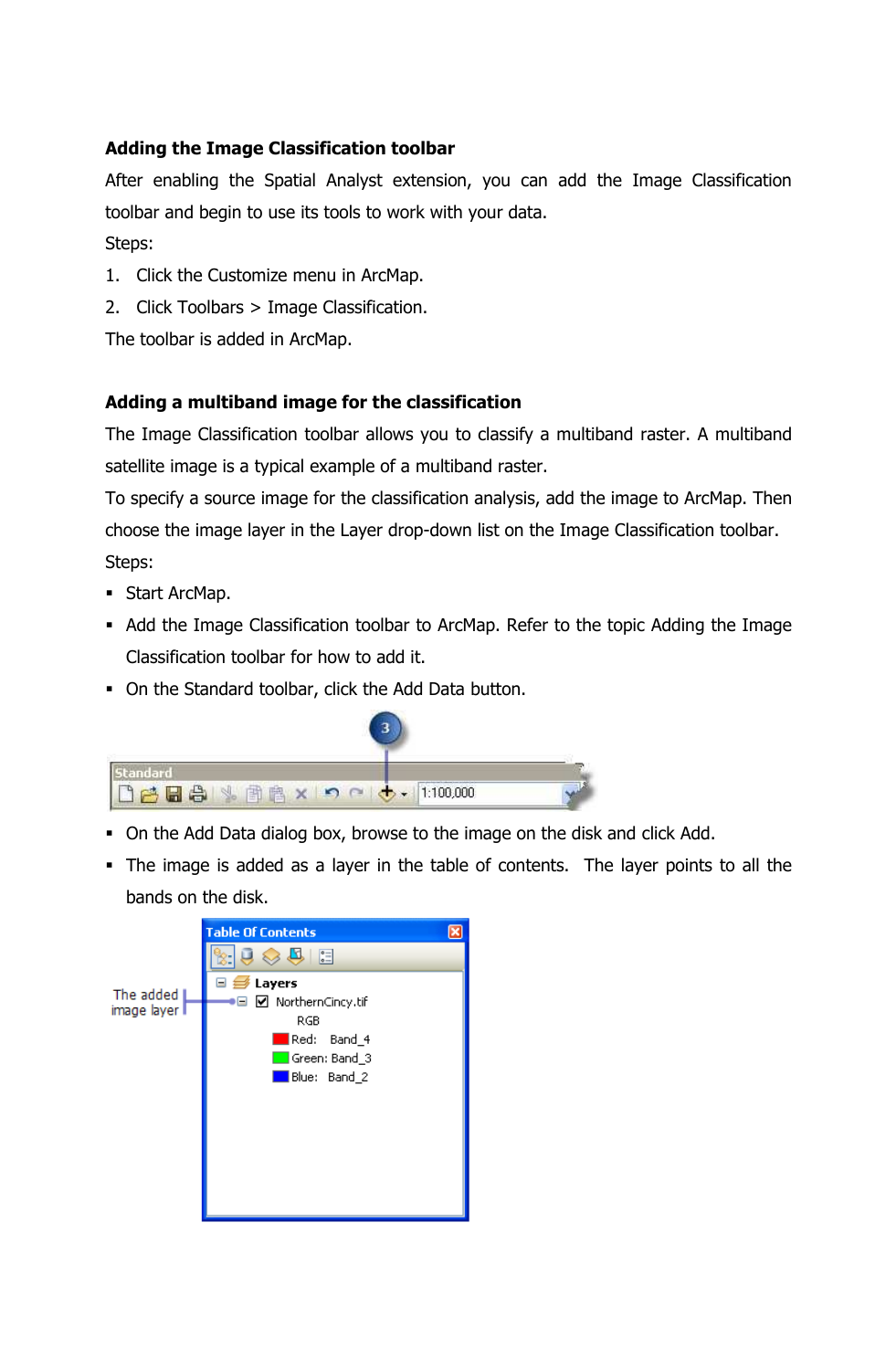### Adding the Image Classification toolbar

After enabling the Spatial Analyst extension, you can add the Image Classification toolbar and begin to use its tools to work with your data.

Steps:

1. Click the Customize menu in ArcMap.
2. Click Toolbars > Image Classification.

The toolbar is added in ArcMap.

### Adding a multiband image for the classification

The Image Classification toolbar allows you to classify a multiband raster. A multiband satellite image is a typical example of a multiband raster.

To specify a source image for the classification analysis, add the image to ArcMap. Then choose the image layer in the Layer drop-down list on the Image Classification toolbar.

Steps:

- Start ArcMap.
- Add the Image Classification toolbar to ArcMap. Refer to the topic Adding the Image Classification toolbar for how to add it.
- On the Standard toolbar, click the Add Data button.
- On the Add Data dialog box, browse to the image on the disk and click Add.
- The image is added as a layer in the table of contents. The layer points to all the bands on the disk.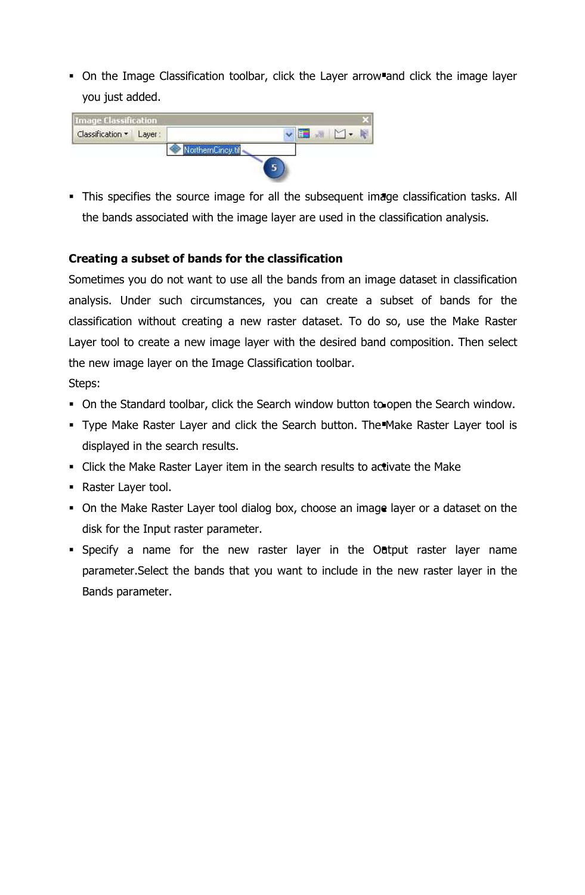- On the Image Classification toolbar, click the Layer arrow and click the image layer you just added.
- This specifies the source image for all the subsequent image classification tasks. All the bands associated with the image layer are used in the classification analysis.

**Creating a subset of bands for the classification**

Sometimes you do not want to use all the bands from an image dataset in classification analysis. Under such circumstances, you can create a subset of bands for the classification without creating a new raster dataset. To do so, use the Make Raster Layer tool to create a new image layer with the desired band composition. Then select the new image layer on the Image Classification toolbar.

Steps:

- On the Standard toolbar, click the Search window button to open the Search window.
- Type Make Raster Layer and click the Search button. The Make Raster Layer tool is displayed in the search results.
- Click the Make Raster Layer item in the search results to activate the Make
- Raster Layer tool.
- On the Make Raster Layer tool dialog box, choose an image layer or a dataset on the disk for the Input raster parameter.
- Specify a name for the new raster layer in the Output raster layer name parameter.Select the bands that you want to include in the new raster layer in the Bands parameter.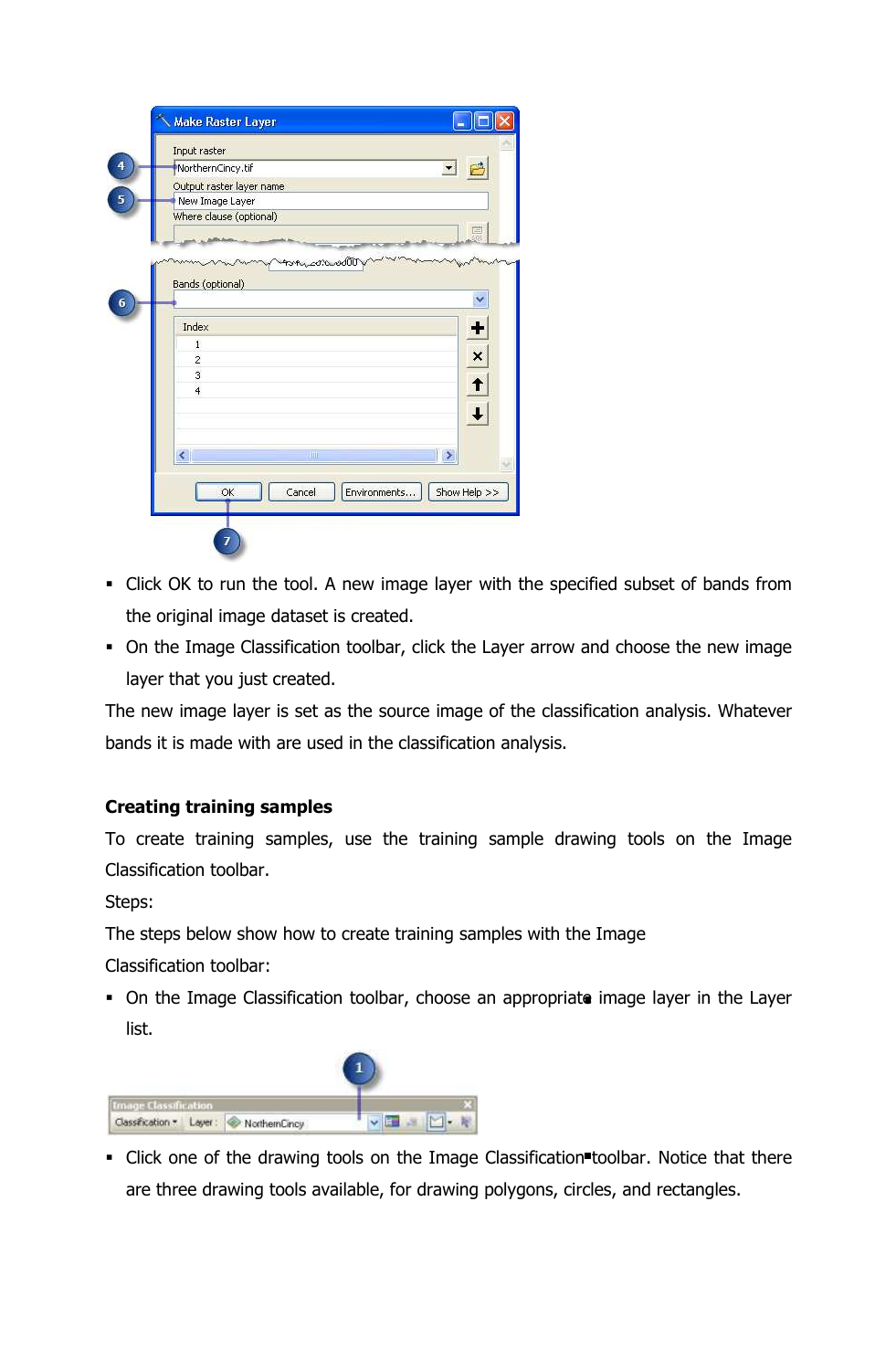- Click OK to run the tool. A new image layer with the specified subset of bands from the original image dataset is created.
- On the Image Classification toolbar, click the Layer arrow and choose the new image layer that you just created.

The new image layer is set as the source image of the classification analysis. Whatever bands it is made with are used in the classification analysis.

### Creating training samples

To create training samples, use the training sample drawing tools on the Image Classification toolbar.

Steps:

The steps below show how to create training samples with the Image Classification toolbar:

- On the Image Classification toolbar, choose an appropriate image layer in the Layer list.
- Click one of the drawing tools on the Image Classification toolbar. Notice that there are three drawing tools available, for drawing polygons, circles, and rectangles.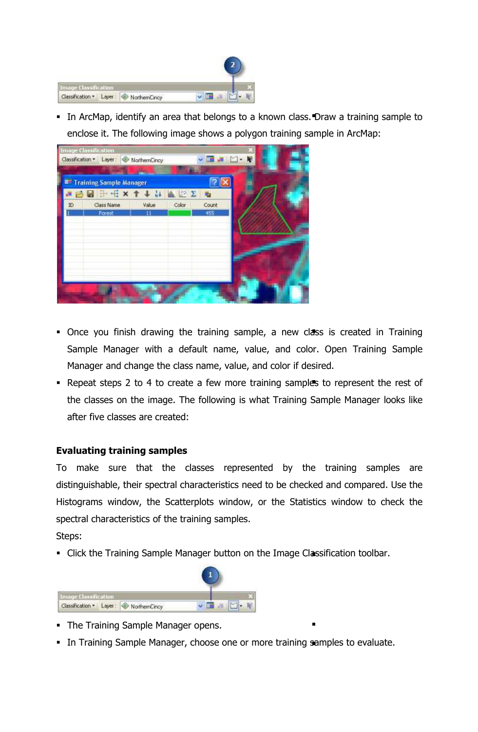- In ArcMap, identify an area that belongs to a known class. Draw a training sample to enclose it. The following image shows a polygon training sample in ArcMap:

- Once you finish drawing the training sample, a new class is created in Training Sample Manager with a default name, value, and color. Open Training Sample Manager and change the class name, value, and color if desired.
- Repeat steps 2 to 4 to create a few more training samples to represent the rest of the classes on the image. The following is what Training Sample Manager looks like after five classes are created:

**Evaluating training samples**

To make sure that the classes represented by the training samples are distinguishable, their spectral characteristics need to be checked and compared. Use the Histograms window, the Scatterplots window, or the Statistics window to check the spectral characteristics of the training samples.

Steps:

- Click the Training Sample Manager button on the Image Classification toolbar.

- The Training Sample Manager opens.
- In Training Sample Manager, choose one or more training samples to evaluate.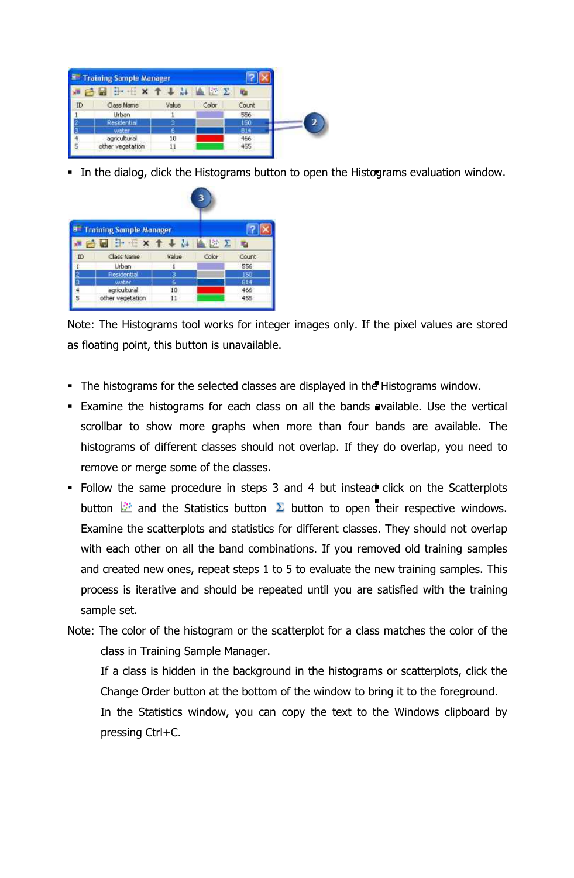- In the dialog, click the Histograms button to open the Histograms evaluation window.

Note: The Histograms tool works for integer images only. If the pixel values are stored as floating point, this button is unavailable.

- The histograms for the selected classes are displayed in the Histograms window.
- Examine the histograms for each class on all the bands available. Use the vertical scrollbar to show more graphs when more than four bands are available. The histograms of different classes should not overlap. If they do overlap, you need to remove or merge some of the classes.
- Follow the same procedure in steps 3 and 4 but instead click on the Scatterplots button and the Statistics button Σ button to open their respective windows. Examine the scatterplots and statistics for different classes. They should not overlap with each other on all the band combinations. If you removed old training samples and created new ones, repeat steps 1 to 5 to evaluate the new training samples. This process is iterative and should be repeated until you are satisfied with the training sample set.

Note: The color of the histogram or the scatterplot for a class matches the color of the class in Training Sample Manager.

If a class is hidden in the background in the histograms or scatterplots, click the Change Order button at the bottom of the window to bring it to the foreground.

In the Statistics window, you can copy the text to the Windows clipboard by pressing Ctrl+C.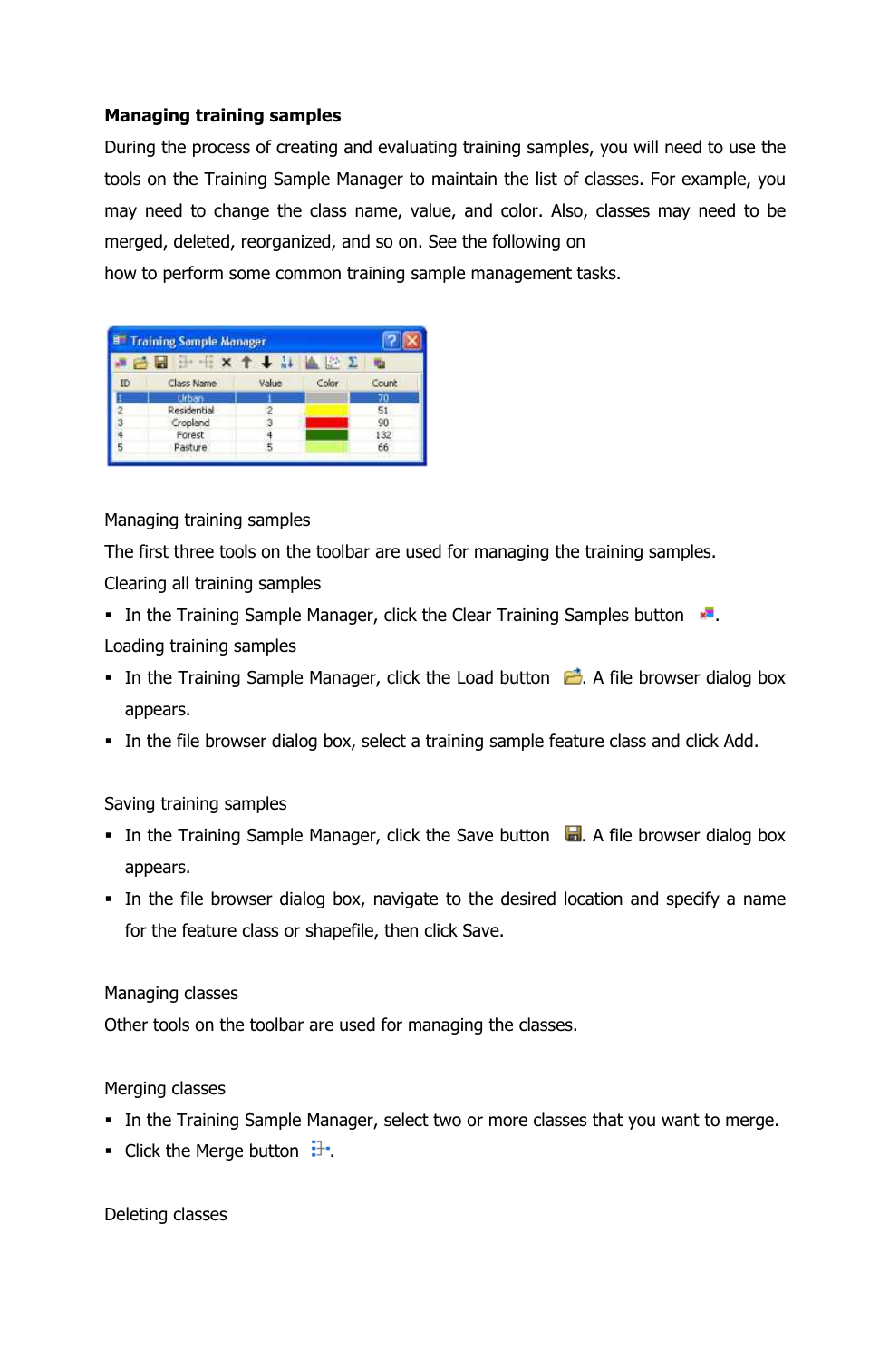**Managing training samples**

During the process of creating and evaluating training samples, you will need to use the tools on the Training Sample Manager to maintain the list of classes. For example, you may need to change the class name, value, and color. Also, classes may need to be merged, deleted, reorganized, and so on. See the following on how to perform some common training sample management tasks.

Managing training samples

The first three tools on the toolbar are used for managing the training samples.

Clearing all training samples

- In the Training Sample Manager, click the Clear Training Samples button .

Loading training samples

- In the Training Sample Manager, click the Load button . A file browser dialog box appears.
- In the file browser dialog box, select a training sample feature class and click Add.

Saving training samples

- In the Training Sample Manager, click the Save button . A file browser dialog box appears.
- In the file browser dialog box, navigate to the desired location and specify a name for the feature class or shapefile, then click Save.

Managing classes

Other tools on the toolbar are used for managing the classes.

Merging classes

- In the Training Sample Manager, select two or more classes that you want to merge.
- Click the Merge button .

Deleting classes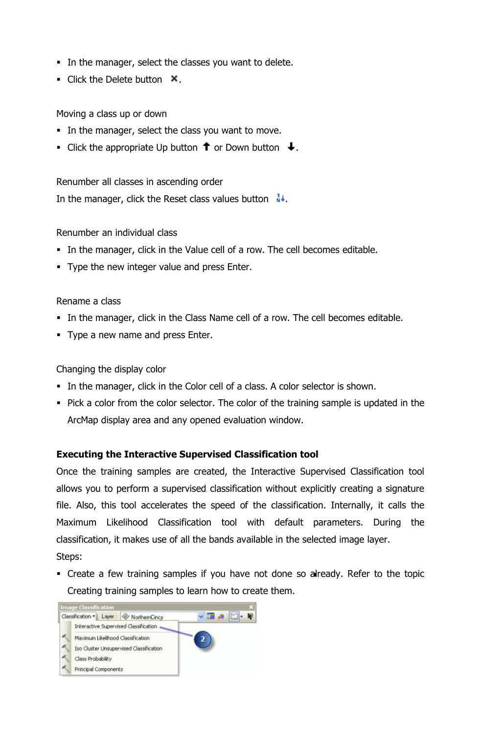- In the manager, select the classes you want to delete.
- Click the Delete button ✖.

Moving a class up or down

- In the manager, select the class you want to move.
- Click the appropriate Up button 🡅 or Down button 🡇.

Renumber all classes in ascending order

In the manager, click the Reset class values button.

Renumber an individual class

- In the manager, click in the Value cell of a row. The cell becomes editable.
- Type the new integer value and press Enter.

Rename a class

- In the manager, click in the Class Name cell of a row. The cell becomes editable.
- Type a new name and press Enter.

Changing the display color

- In the manager, click in the Color cell of a class. A color selector is shown.
- Pick a color from the color selector. The color of the training sample is updated in the ArcMap display area and any opened evaluation window.

**Executing the Interactive Supervised Classification tool**

Once the training samples are created, the Interactive Supervised Classification tool allows you to perform a supervised classification without explicitly creating a signature file. Also, this tool accelerates the speed of the classification. Internally, it calls the Maximum Likelihood Classification tool with default parameters. During the classification, it makes use of all the bands available in the selected image layer.

Steps:

- Create a few training samples if you have not done so already. Refer to the topic Creating training samples to learn how to create them.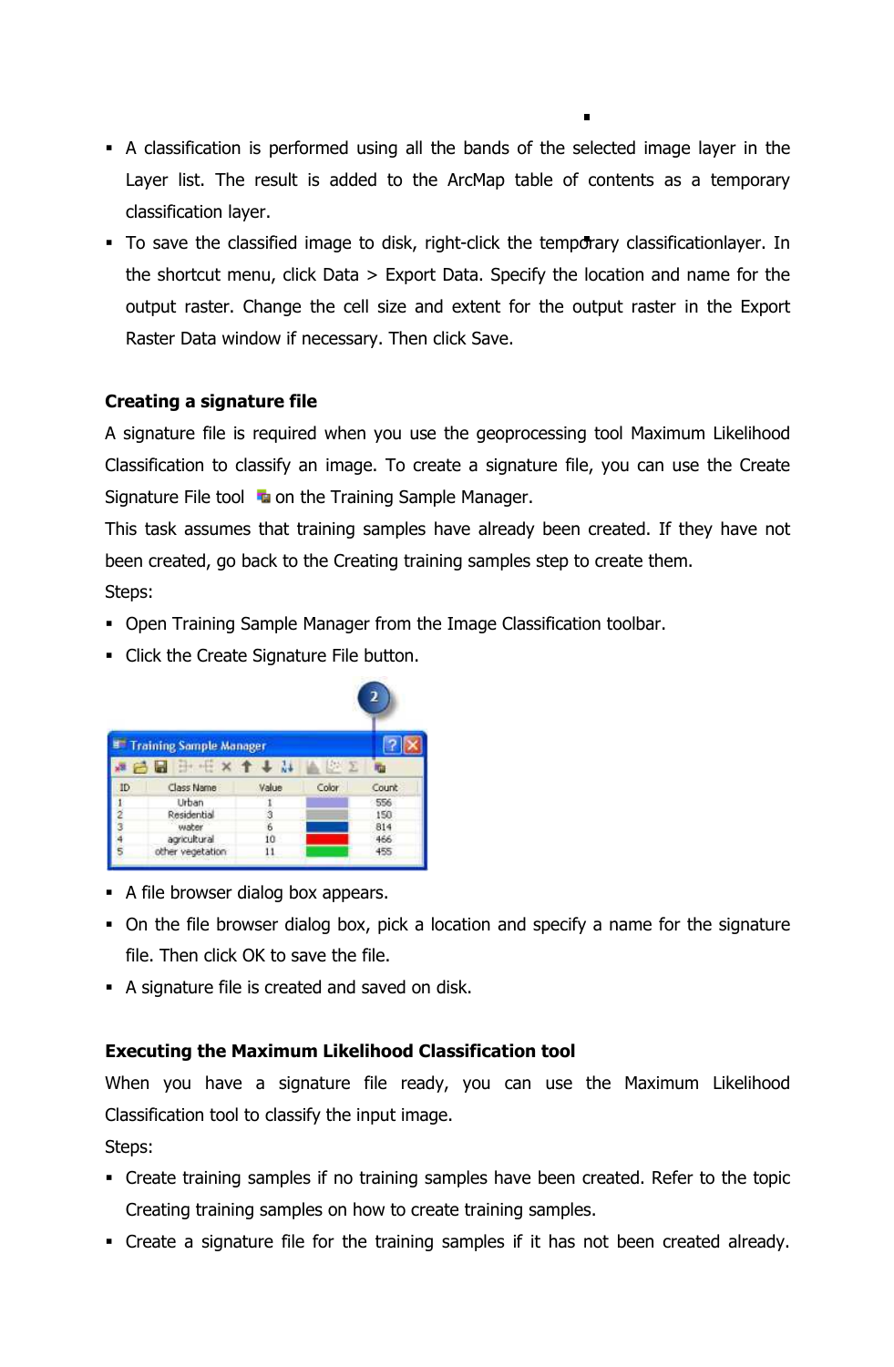- A classification is performed using all the bands of the selected image layer in the Layer list. The result is added to the ArcMap table of contents as a temporary classification layer.
- To save the classified image to disk, right-click the temporary classificationlayer. In the shortcut menu, click Data > Export Data. Specify the location and name for the output raster. Change the cell size and extent for the output raster in the Export Raster Data window if necessary. Then click Save.

**Creating a signature file**

A signature file is required when you use the geoprocessing tool Maximum Likelihood Classification to classify an image. To create a signature file, you can use the Create Signature File tool on the Training Sample Manager.

This task assumes that training samples have already been created. If they have not been created, go back to the Creating training samples step to create them.

Steps:

- Open Training Sample Manager from the Image Classification toolbar.
- Click the Create Signature File button.
- A file browser dialog box appears.
- On the file browser dialog box, pick a location and specify a name for the signature file. Then click OK to save the file.
- A signature file is created and saved on disk.

**Executing the Maximum Likelihood Classification tool**

When you have a signature file ready, you can use the Maximum Likelihood Classification tool to classify the input image.

Steps:

- Create training samples if no training samples have been created. Refer to the topic Creating training samples on how to create training samples.
- Create a signature file for the training samples if it has not been created already.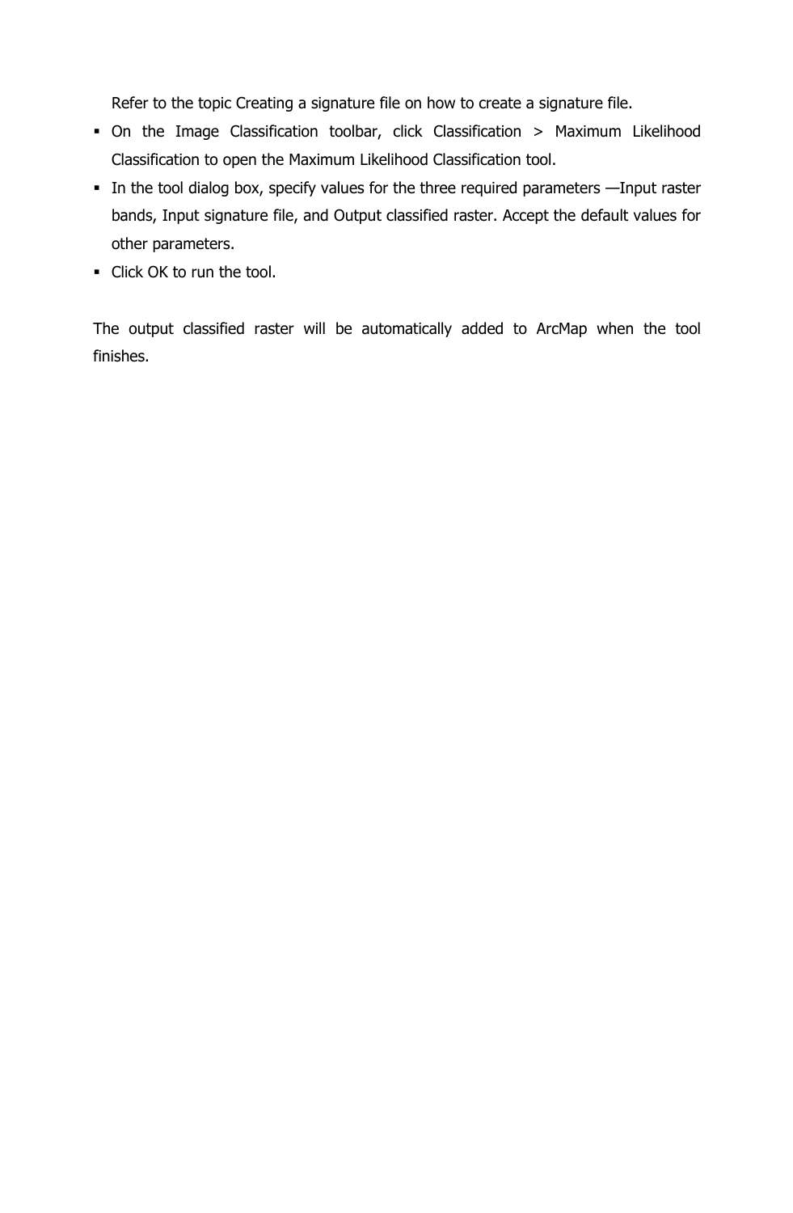Refer to the topic Creating a signature file on how to create a signature file.

- On the Image Classification toolbar, click Classification > Maximum Likelihood Classification to open the Maximum Likelihood Classification tool.
- In the tool dialog box, specify values for the three required parameters —Input raster bands, Input signature file, and Output classified raster. Accept the default values for other parameters.
- Click OK to run the tool.

The output classified raster will be automatically added to ArcMap when the tool finishes.